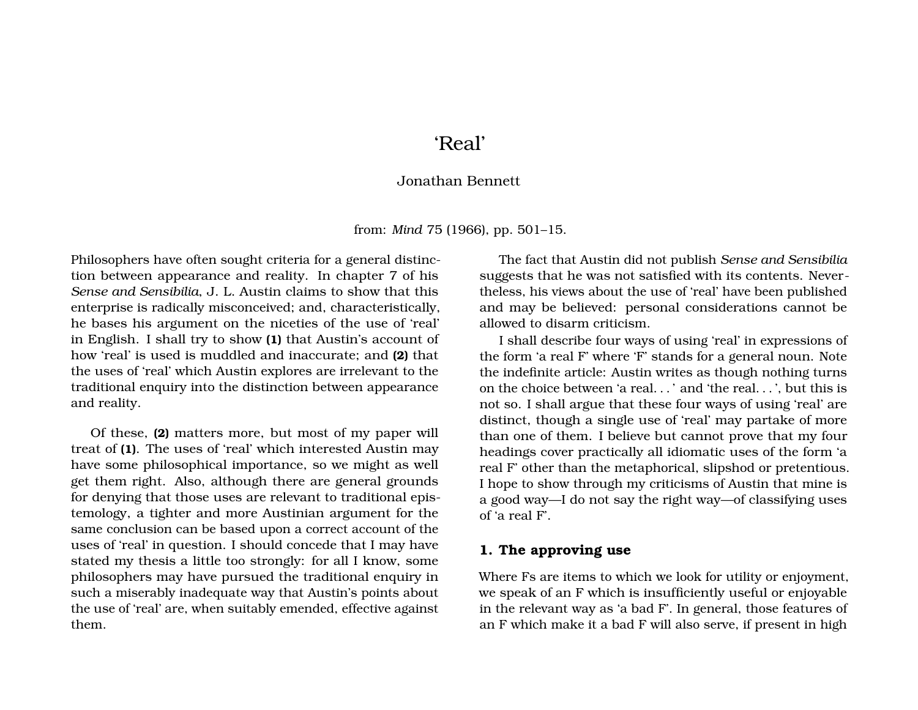# 'Real'

Jonathan Bennett

from: *Mind* 75 (1966), pp. 501–15.

Philosophers have often sought criteria for a general distinction between appearance and reality. In chapter 7 of his *Sense and Sensibilia*, J. L. Austin claims to show that this enterprise is radically misconceived; and, characteristically, he bases his argument on the niceties of the use of 'real' in English. I shall try to show **(1)** that Austin's account of how 'real' is used is muddled and inaccurate; and **(2)** that the uses of 'real' which Austin explores are irrelevant to the traditional enquiry into the distinction between appearance and reality.

Of these, **(2)** matters more, but most of my paper will treat of **(1)**. The uses of 'real' which interested Austin may have some philosophical importance, so we might as well get them right. Also, although there are general grounds for denying that those uses are relevant to traditional epistemology, a tighter and more Austinian argument for the same conclusion can be based upon a correct account of the uses of 'real' in question. I should concede that I may have stated my thesis a little too strongly: for all I know, some philosophers may have pursued the traditional enquiry in such a miserably inadequate way that Austin's points about the use of 'real' are, when suitably emended, effective against them.

The fact that Austin did not publish *Sense and Sensibilia* suggests that he was not satisfied with its contents. Nevertheless, his views about the use of 'real' have been published and may be believed: personal considerations cannot be allowed to disarm criticism.

I shall describe four ways of using 'real' in expressions of the form 'a real F' where 'F' stands for a general noun. Note the indefinite article: Austin writes as though nothing turns on the choice between 'a real. . . ' and 'the real. . . ', but this is not so. I shall argue that these four ways of using 'real' are distinct, though a single use of 'real' may partake of more than one of them. I believe but cannot prove that my four headings cover practically all idiomatic uses of the form 'a real F' other than the metaphorical, slipshod or pretentious. I hope to show through my criticisms of Austin that mine is a good way—I do not say the right way—of classifying uses of 'a real F'.

## 1. The approving use

Where Fs are items to which we look for utility or enjoyment, we speak of an F which is insufficiently useful or enjoyable in the relevant way as 'a bad F'. In general, those features of an F which make it a bad F will also serve, if present in high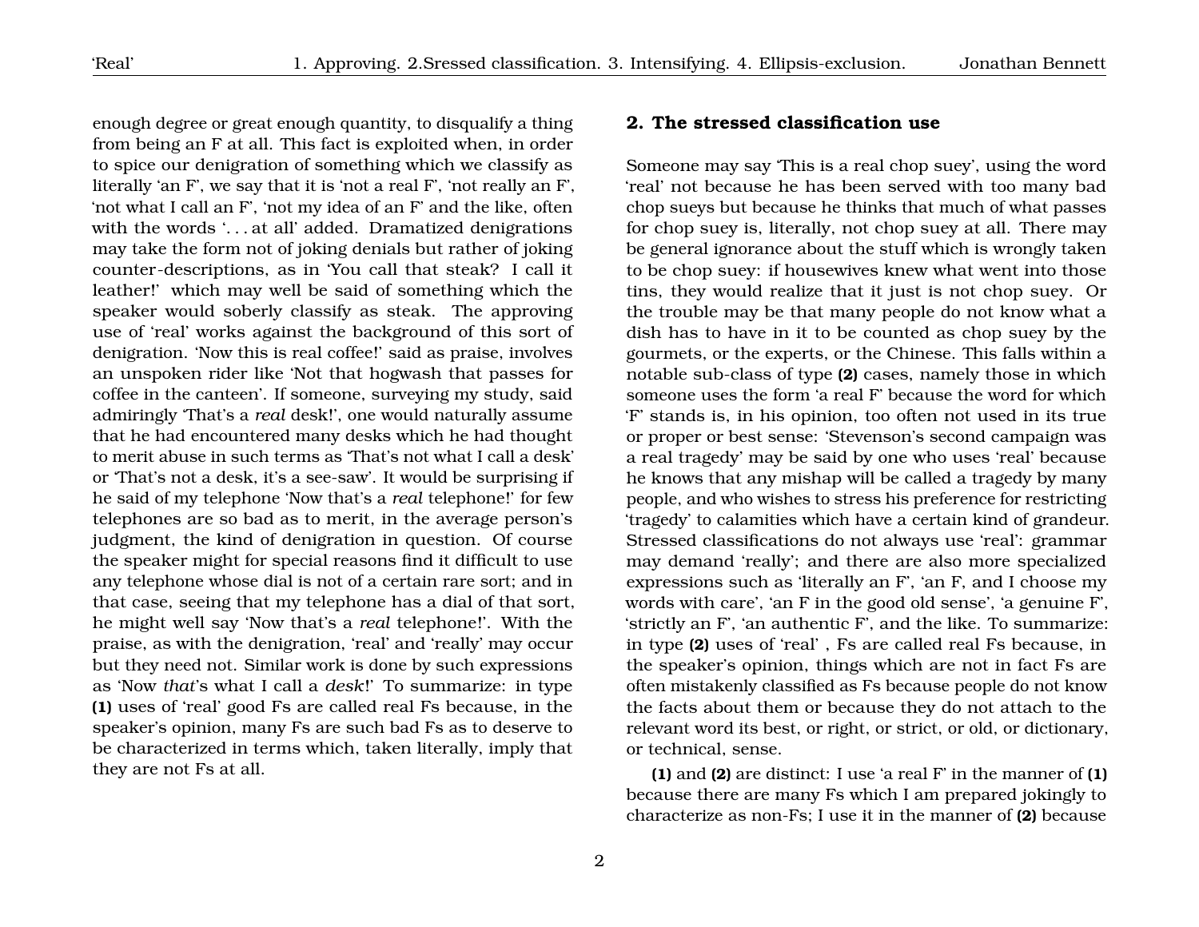enough degree or great enough quantity, to disqualify a thing from being an F at all. This fact is exploited when, in order to spice our denigration of something which we classify as literally 'an F', we say that it is 'not a real F', 'not really an F', 'not what I call an F', 'not my idea of an F' and the like, often with the words '. . . at all' added. Dramatized denigrations may take the form not of joking denials but rather of joking counter-descriptions, as in 'You call that steak? I call it leather!' which may well be said of something which the speaker would soberly classify as steak. The approving use of 'real' works against the background of this sort of denigration. 'Now this is real coffee!' said as praise, involves an unspoken rider like 'Not that hogwash that passes for coffee in the canteen'. If someone, surveying my study, said admiringly 'That's a *real* desk!', one would naturally assume that he had encountered many desks which he had thought to merit abuse in such terms as 'That's not what I call a desk' or 'That's not a desk, it's a see-saw'. It would be surprising if he said of my telephone 'Now that's a *real* telephone!' for few telephones are so bad as to merit, in the average person's judgment, the kind of denigration in question. Of course the speaker might for special reasons find it difficult to use any telephone whose dial is not of a certain rare sort; and in that case, seeing that my telephone has a dial of that sort, he might well say 'Now that's a *real* telephone!'. With the praise, as with the denigration, 'real' and 'really' may occur but they need not. Similar work is done by such expressions as 'Now *that*'s what I call a *desk*!' To summarize: in type **(1)** uses of 'real' good Fs are called real Fs because, in the speaker's opinion, many Fs are such bad Fs as to deserve to be characterized in terms which, taken literally, imply that they are not Fs at all.

## 2. The stressed classification use

Someone may say 'This is a real chop suey', using the word 'real' not because he has been served with too many bad chop sueys but because he thinks that much of what passes for chop suey is, literally, not chop suey at all. There may be general ignorance about the stuff which is wrongly taken to be chop suey: if housewives knew what went into those tins, they would realize that it just is not chop suey. Or the trouble may be that many people do not know what a dish has to have in it to be counted as chop suey by the gourmets, or the experts, or the Chinese. This falls within a notable sub-class of type **(2)** cases, namely those in which someone uses the form 'a real F' because the word for which 'F' stands is, in his opinion, too often not used in its true or proper or best sense: 'Stevenson's second campaign was a real tragedy' may be said by one who uses 'real' because he knows that any mishap will be called a tragedy by many people, and who wishes to stress his preference for restricting 'tragedy' to calamities which have a certain kind of grandeur. Stressed classifications do not always use 'real': grammar may demand 'really'; and there are also more specialized expressions such as 'literally an F', 'an F, and I choose my words with care', 'an F in the good old sense', 'a genuine F', 'strictly an F', 'an authentic F', and the like. To summarize: in type **(2)** uses of 'real' , Fs are called real Fs because, in the speaker's opinion, things which are not in fact Fs are often mistakenly classified as Fs because people do not know the facts about them or because they do not attach to the relevant word its best, or right, or strict, or old, or dictionary, or technical, sense.

**(1)** and **(2)** are distinct: I use 'a real F' in the manner of **(1)** because there are many Fs which I am prepared jokingly to characterize as non-Fs; I use it in the manner of **(2)** because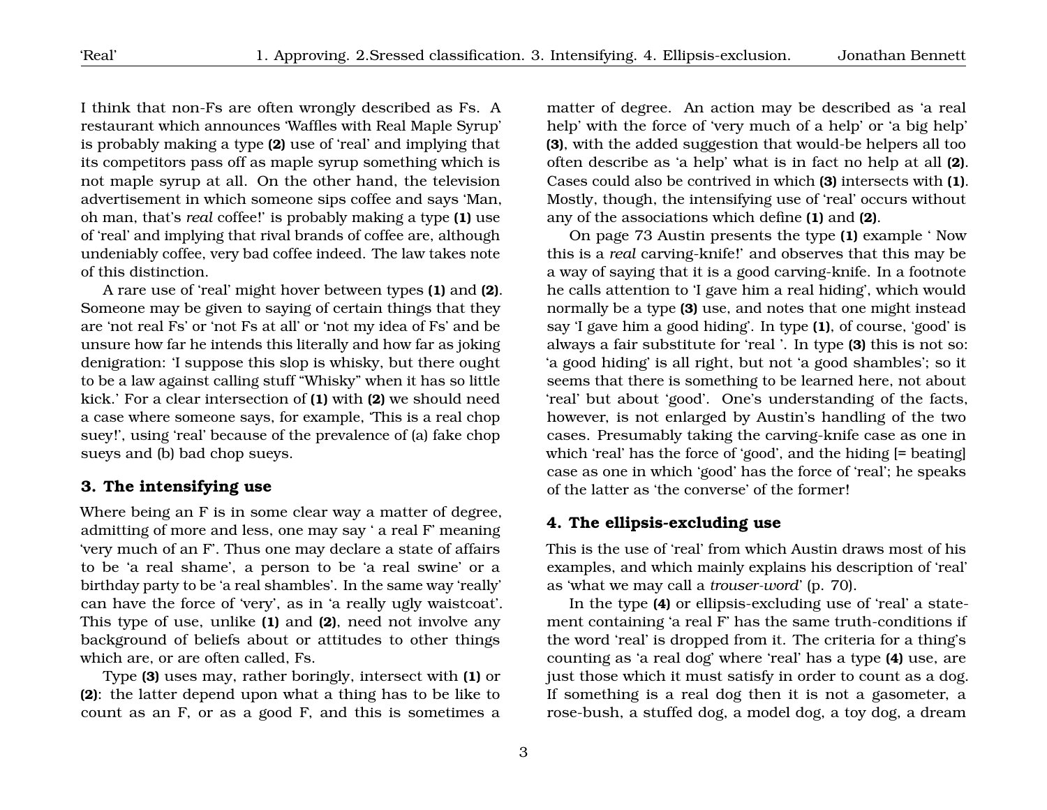I think that non-Fs are often wrongly described as Fs. A restaurant which announces 'Waffles with Real Maple Syrup' is probably making a type **(2)** use of 'real' and implying that its competitors pass off as maple syrup something which is not maple syrup at all. On the other hand, the television advertisement in which someone sips coffee and says 'Man, oh man, that's *real* coffee!' is probably making a type **(1)** use of 'real' and implying that rival brands of coffee are, although undeniably coffee, very bad coffee indeed. The law takes note of this distinction.

A rare use of 'real' might hover between types **(1)** and **(2)**. Someone may be given to saying of certain things that they are 'not real Fs' or 'not Fs at all' or 'not my idea of Fs' and be unsure how far he intends this literally and how far as joking denigration: 'I suppose this slop is whisky, but there ought to be a law against calling stuff "Whisky" when it has so little kick.' For a clear intersection of **(1)** with **(2)** we should need a case where someone says, for example, 'This is a real chop suey!', using 'real' because of the prevalence of (a) fake chop sueys and (b) bad chop sueys.

### 3. The intensifying use

Where being an F is in some clear way a matter of degree, admitting of more and less, one may say ' a real F' meaning 'very much of an F'. Thus one may declare a state of affairs to be 'a real shame', a person to be 'a real swine' or a birthday party to be 'a real shambles'. In the same way 'really' can have the force of 'very', as in 'a really ugly waistcoat'. This type of use, unlike **(1)** and **(2)**, need not involve any background of beliefs about or attitudes to other things which are, or are often called, Fs.

Type **(3)** uses may, rather boringly, intersect with **(1)** or **(2)**: the latter depend upon what a thing has to be like to count as an F, or as a good F, and this is sometimes a matter of degree. An action may be described as 'a real help' with the force of 'very much of a help' or 'a big help' **(3)**, with the added suggestion that would-be helpers all too often describe as 'a help' what is in fact no help at all **(2)**. Cases could also be contrived in which **(3)** intersects with **(1)**. Mostly, though, the intensifying use of 'real' occurs without any of the associations which define **(1)** and **(2)**.

On page 73 Austin presents the type **(1)** example ' Now this is a *real* carving-knife!' and observes that this may be a way of saying that it is a good carving-knife. In a footnote he calls attention to 'I gave him a real hiding', which would normally be a type **(3)** use, and notes that one might instead say 'I gave him a good hiding'. In type **(1)**, of course, 'good' is always a fair substitute for 'real '. In type **(3)** this is not so: 'a good hiding' is all right, but not 'a good shambles'; so it seems that there is something to be learned here, not about 'real' but about 'good'. One's understanding of the facts, however, is not enlarged by Austin's handling of the two cases. Presumably taking the carving-knife case as one in which 'real' has the force of 'good', and the hiding [= beating] case as one in which 'good' has the force of 'real'; he speaks of the latter as 'the converse' of the former!

### 4. The ellipsis-excluding use

This is the use of 'real' from which Austin draws most of his examples, and which mainly explains his description of 'real' as 'what we may call a *trouser-word*' (p. 70).

In the type **(4)** or ellipsis-excluding use of 'real' a statement containing 'a real F' has the same truth-conditions if the word 'real' is dropped from it. The criteria for a thing's counting as 'a real dog' where 'real' has a type **(4)** use, are just those which it must satisfy in order to count as a dog. If something is a real dog then it is not a gasometer, a rose-bush, a stuffed dog, a model dog, a toy dog, a dream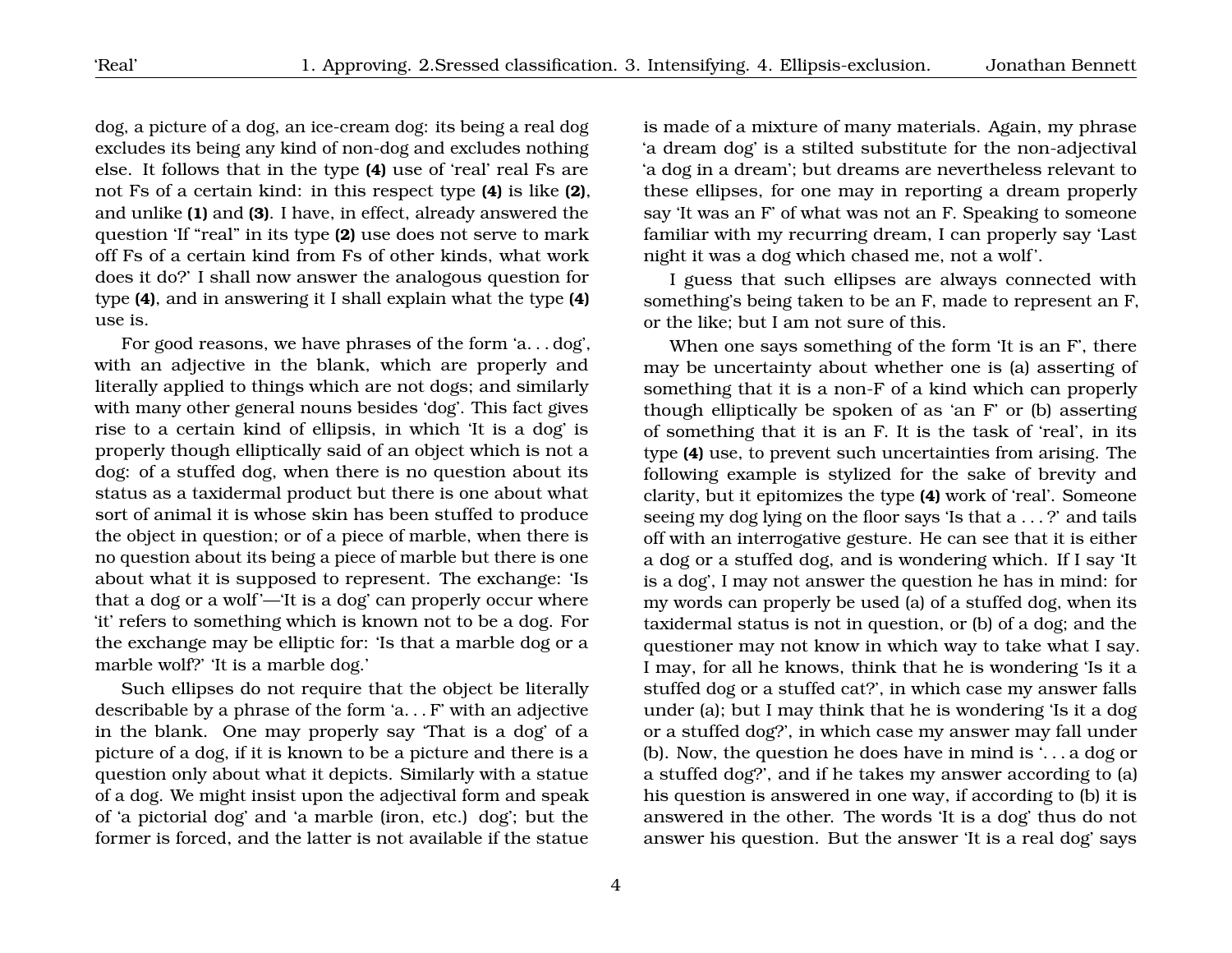dog, a picture of a dog, an ice-cream dog: its being a real dog excludes its being any kind of non-dog and excludes nothing else. It follows that in the type **(4)** use of 'real' real Fs are not Fs of a certain kind: in this respect type **(4)** is like **(2)**, and unlike **(1)** and **(3)**. I have, in effect, already answered the question 'If "real" in its type **(2)** use does not serve to mark off Fs of a certain kind from Fs of other kinds, what work does it do?' I shall now answer the analogous question for type **(4)**, and in answering it I shall explain what the type **(4)** use is.

For good reasons, we have phrases of the form 'a. . . dog', with an adjective in the blank, which are properly and literally applied to things which are not dogs; and similarly with many other general nouns besides 'dog'. This fact gives rise to a certain kind of ellipsis, in which 'It is a dog' is properly though elliptically said of an object which is not a dog: of a stuffed dog, when there is no question about its status as a taxidermal product but there is one about what sort of animal it is whose skin has been stuffed to produce the object in question; or of a piece of marble, when there is no question about its being a piece of marble but there is one about what it is supposed to represent. The exchange: 'Is that a dog or a wolf'—'It is a dog' can properly occur where 'it' refers to something which is known not to be a dog. For the exchange may be elliptic for: 'Is that a marble dog or a marble wolf?' 'It is a marble dog.'

Such ellipses do not require that the object be literally describable by a phrase of the form 'a. . . F' with an adjective in the blank. One may properly say 'That is a dog' of a picture of a dog, if it is known to be a picture and there is a question only about what it depicts. Similarly with a statue of a dog. We might insist upon the adjectival form and speak of 'a pictorial dog' and 'a marble (iron, etc.) dog'; but the former is forced, and the latter is not available if the statue is made of a mixture of many materials. Again, my phrase 'a dream dog' is a stilted substitute for the non-adjectival 'a dog in a dream'; but dreams are nevertheless relevant to these ellipses, for one may in reporting a dream properly say 'It was an F' of what was not an F. Speaking to someone familiar with my recurring dream, I can properly say 'Last night it was a dog which chased me, not a wolf'.

I guess that such ellipses are always connected with something's being taken to be an F, made to represent an F, or the like; but I am not sure of this.

When one says something of the form 'It is an F', there may be uncertainty about whether one is (a) asserting of something that it is a non-F of a kind which can properly though elliptically be spoken of as 'an F' or (b) asserting of something that it is an F. It is the task of 'real', in its type **(4)** use, to prevent such uncertainties from arising. The following example is stylized for the sake of brevity and clarity, but it epitomizes the type **(4)** work of 'real'. Someone seeing my dog lying on the floor says 'Is that a . . . ?' and tails off with an interrogative gesture. He can see that it is either a dog or a stuffed dog, and is wondering which. If I say 'It is a dog', I may not answer the question he has in mind: for my words can properly be used (a) of a stuffed dog, when its taxidermal status is not in question, or (b) of a dog; and the questioner may not know in which way to take what I say. I may, for all he knows, think that he is wondering 'Is it a stuffed dog or a stuffed cat?', in which case my answer falls under (a); but I may think that he is wondering 'Is it a dog or a stuffed dog?', in which case my answer may fall under (b). Now, the question he does have in mind is '. . . a dog or a stuffed dog?', and if he takes my answer according to (a) his question is answered in one way, if according to (b) it is answered in the other. The words 'It is a dog' thus do not answer his question. But the answer 'It is a real dog' says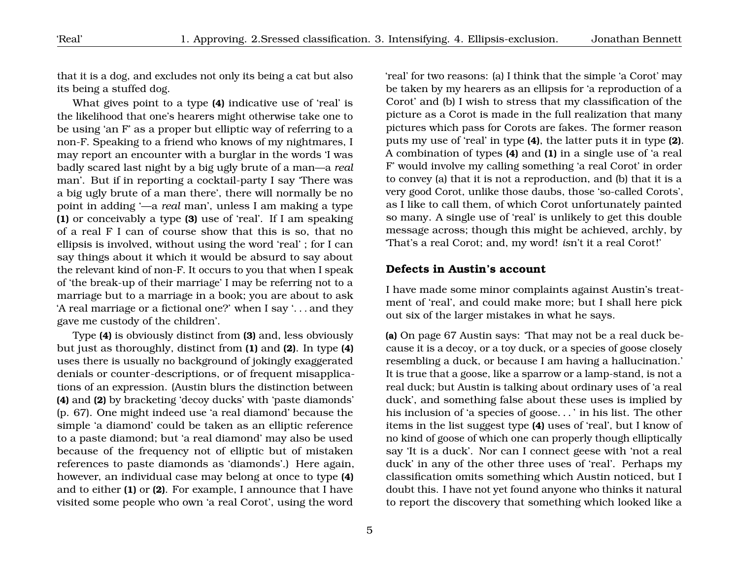that it is a dog, and excludes not only its being a cat but also its being a stuffed dog.

What gives point to a type **(4)** indicative use of 'real' is the likelihood that one's hearers might otherwise take one to be using 'an F' as a proper but elliptic way of referring to a non-F. Speaking to a friend who knows of my nightmares, I may report an encounter with a burglar in the words 'I was badly scared last night by a big ugly brute of a man—a *real* man'. But if in reporting a cocktail-party I say 'There was a big ugly brute of a man there', there will normally be no point in adding '—a *real* man', unless I am making a type **(1)** or conceivably a type **(3)** use of 'real'. If I am speaking of a real F I can of course show that this is so, that no ellipsis is involved, without using the word 'real' ; for I can say things about it which it would be absurd to say about the relevant kind of non-F. It occurs to you that when I speak of 'the break-up of their marriage' I may be referring not to a marriage but to a marriage in a book; you are about to ask 'A real marriage or a fictional one?' when I say '. . . and they gave me custody of the children'.

Type **(4)** is obviously distinct from **(3)** and, less obviously but just as thoroughly, distinct from **(1)** and **(2)**. In type **(4)** uses there is usually no background of jokingly exaggerated denials or counter-descriptions, or of frequent misapplications of an expression. (Austin blurs the distinction between **(4)** and **(2)** by bracketing 'decoy ducks' with 'paste diamonds' (p. 67). One might indeed use 'a real diamond' because the simple 'a diamond' could be taken as an elliptic reference to a paste diamond; but 'a real diamond' may also be used because of the frequency not of elliptic but of mistaken references to paste diamonds as 'diamonds'.) Here again, however, an individual case may belong at once to type **(4)** and to either **(1)** or **(2)**. For example, I announce that I have visited some people who own 'a real Corot', using the word 'real' for two reasons: (a) I think that the simple 'a Corot' may be taken by my hearers as an ellipsis for 'a reproduction of a Corot' and (b) I wish to stress that my classification of the picture as a Corot is made in the full realization that many pictures which pass for Corots are fakes. The former reason puts my use of 'real' in type **(4)**, the latter puts it in type **(2)**. A combination of types **(4)** and **(1)** in a single use of 'a real F' would involve my calling something 'a real Corot' in order to convey (a) that it is not a reproduction, and (b) that it is a very good Corot, unlike those daubs, those 'so-called Corots', as I like to call them, of which Corot unfortunately painted so many. A single use of 'real' is unlikely to get this double message across; though this might be achieved, archly, by 'That's a real Corot; and, my word! *is*n't it a real Corot!'

## Defects in Austin's account

I have made some minor complaints against Austin's treatment of 'real', and could make more; but I shall here pick out six of the larger mistakes in what he says.

**(a)** On page 67 Austin says: 'That may not be a real duck because it is a decoy, or a toy duck, or a species of goose closely resembling a duck, or because I am having a hallucination.' It is true that a goose, like a sparrow or a lamp-stand, is not a real duck; but Austin is talking about ordinary uses of 'a real duck', and something false about these uses is implied by his inclusion of 'a species of goose. . . ' in his list. The other items in the list suggest type **(4)** uses of 'real', but I know of no kind of goose of which one can properly though elliptically say 'It is a duck'. Nor can I connect geese with 'not a real duck' in any of the other three uses of 'real'. Perhaps my classification omits something which Austin noticed, but I doubt this. I have not yet found anyone who thinks it natural to report the discovery that something which looked like a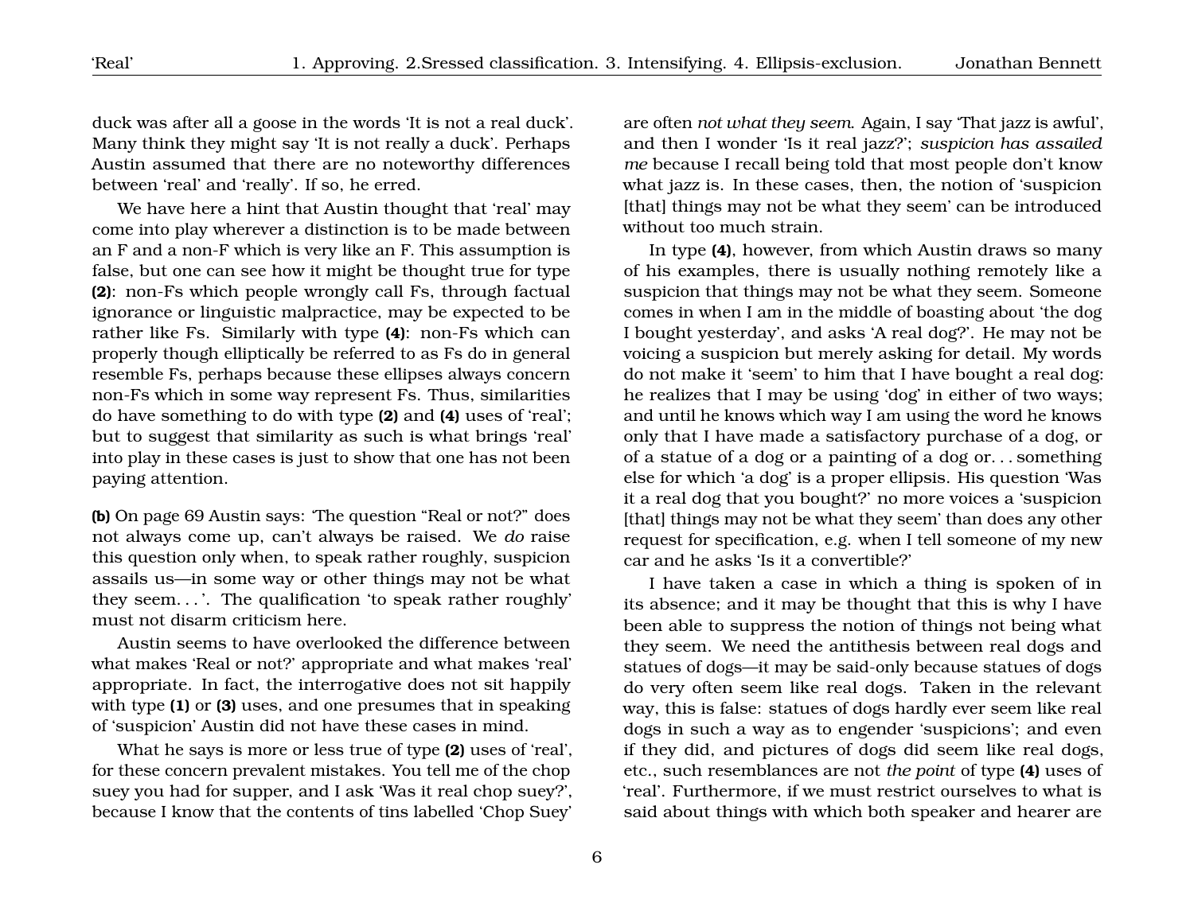duck was after all a goose in the words 'It is not a real duck'. Many think they might say 'It is not really a duck'. Perhaps Austin assumed that there are no noteworthy differences between 'real' and 'really'. If so, he erred.

We have here a hint that Austin thought that 'real' may come into play wherever a distinction is to be made between an F and a non-F which is very like an F. This assumption is false, but one can see how it might be thought true for type **(2)**: non-Fs which people wrongly call Fs, through factual ignorance or linguistic malpractice, may be expected to be rather like Fs. Similarly with type **(4)**: non-Fs which can properly though elliptically be referred to as Fs do in general resemble Fs, perhaps because these ellipses always concern non-Fs which in some way represent Fs. Thus, similarities do have something to do with type **(2)** and **(4)** uses of 'real'; but to suggest that similarity as such is what brings 'real' into play in these cases is just to show that one has not been paying attention.

**(b)** On page 69 Austin says: 'The question "Real or not?" does not always come up, can't always be raised. We *do* raise this question only when, to speak rather roughly, suspicion assails us—in some way or other things may not be what they seem. . . '. The qualification 'to speak rather roughly' must not disarm criticism here.

Austin seems to have overlooked the difference between what makes 'Real or not?' appropriate and what makes 'real' appropriate. In fact, the interrogative does not sit happily with type **(1)** or **(3)** uses, and one presumes that in speaking of 'suspicion' Austin did not have these cases in mind.

What he says is more or less true of type **(2)** uses of 'real', for these concern prevalent mistakes. You tell me of the chop suey you had for supper, and I ask 'Was it real chop suey?', because I know that the contents of tins labelled 'Chop Suey' are often *not what they seem*. Again, I say 'That jazz is awful', and then I wonder 'Is it real jazz?'; *suspicion has assailed me* because I recall being told that most people don't know what jazz is. In these cases, then, the notion of 'suspicion [that] things may not be what they seem' can be introduced without too much strain.

In type **(4)**, however, from which Austin draws so many of his examples, there is usually nothing remotely like a suspicion that things may not be what they seem. Someone comes in when I am in the middle of boasting about 'the dog I bought yesterday', and asks 'A real dog?'. He may not be voicing a suspicion but merely asking for detail. My words do not make it 'seem' to him that I have bought a real dog: he realizes that I may be using 'dog' in either of two ways; and until he knows which way I am using the word he knows only that I have made a satisfactory purchase of a dog, or of a statue of a dog or a painting of a dog or. . . something else for which 'a dog' is a proper ellipsis. His question 'Was it a real dog that you bought?' no more voices a 'suspicion [that] things may not be what they seem' than does any other request for specification, e.g. when I tell someone of my new car and he asks 'Is it a convertible?'

I have taken a case in which a thing is spoken of in its absence; and it may be thought that this is why I have been able to suppress the notion of things not being what they seem. We need the antithesis between real dogs and statues of dogs—it may be said-only because statues of dogs do very often seem like real dogs. Taken in the relevant way, this is false: statues of dogs hardly ever seem like real dogs in such a way as to engender 'suspicions'; and even if they did, and pictures of dogs did seem like real dogs, etc., such resemblances are not *the point* of type **(4)** uses of 'real'. Furthermore, if we must restrict ourselves to what is said about things with which both speaker and hearer are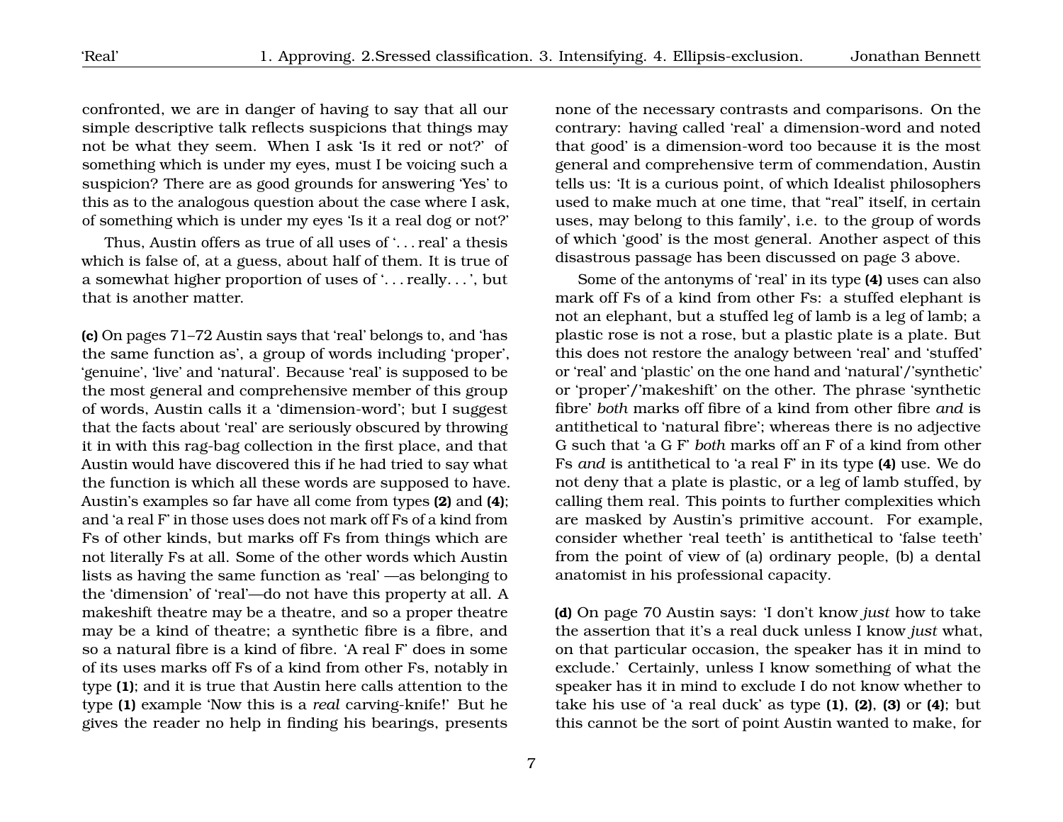confronted, we are in danger of having to say that all our simple descriptive talk reflects suspicions that things may not be what they seem. When I ask 'Is it red or not?' of something which is under my eyes, must I be voicing such a suspicion? There are as good grounds for answering 'Yes' to this as to the analogous question about the case where I ask, of something which is under my eyes 'Is it a real dog or not?'

Thus, Austin offers as true of all uses of '. . . real' a thesis which is false of, at a guess, about half of them. It is true of a somewhat higher proportion of uses of '. . . really. . . ', but that is another matter.

**(c)** On pages 71–72 Austin says that 'real' belongs to, and 'has the same function as', a group of words including 'proper', 'genuine', 'live' and 'natural'. Because 'real' is supposed to be the most general and comprehensive member of this group of words, Austin calls it a 'dimension-word'; but I suggest that the facts about 'real' are seriously obscured by throwing it in with this rag-bag collection in the first place, and that Austin would have discovered this if he had tried to say what the function is which all these words are supposed to have. Austin's examples so far have all come from types **(2)** and **(4)**; and 'a real F' in those uses does not mark off Fs of a kind from Fs of other kinds, but marks off Fs from things which are not literally Fs at all. Some of the other words which Austin lists as having the same function as 'real' —as belonging to the 'dimension' of 'real'—do not have this property at all. A makeshift theatre may be a theatre, and so a proper theatre may be a kind of theatre; a synthetic fibre is a fibre, and so a natural fibre is a kind of fibre. 'A real F' does in some of its uses marks off Fs of a kind from other Fs, notably in type **(1)**; and it is true that Austin here calls attention to the type **(1)** example 'Now this is a *real* carving-knife!' But he gives the reader no help in finding his bearings, presents none of the necessary contrasts and comparisons. On the contrary: having called 'real' a dimension-word and noted that good' is a dimension-word too because it is the most general and comprehensive term of commendation, Austin tells us: 'It is a curious point, of which Idealist philosophers used to make much at one time, that "real" itself, in certain uses, may belong to this family', i.e. to the group of words of which 'good' is the most general. Another aspect of this disastrous passage has been discussed on page 3 above.

Some of the antonyms of 'real' in its type **(4)** uses can also mark off Fs of a kind from other Fs: a stuffed elephant is not an elephant, but a stuffed leg of lamb is a leg of lamb; a plastic rose is not a rose, but a plastic plate is a plate. But this does not restore the analogy between 'real' and 'stuffed' or 'real' and 'plastic' on the one hand and 'natural'/'synthetic' or 'proper'/'makeshift' on the other. The phrase 'synthetic fibre' *both* marks off fibre of a kind from other fibre *and* is antithetical to 'natural fibre'; whereas there is no adjective G such that 'a G F' *both* marks off an F of a kind from other Fs *and* is antithetical to 'a real F' in its type **(4)** use. We do not deny that a plate is plastic, or a leg of lamb stuffed, by calling them real. This points to further complexities which are masked by Austin's primitive account. For example, consider whether 'real teeth' is antithetical to 'false teeth' from the point of view of (a) ordinary people, (b) a dental anatomist in his professional capacity.

**(d)** On page 70 Austin says: 'I don't know *just* how to take the assertion that it's a real duck unless I know *just* what, on that particular occasion, the speaker has it in mind to exclude.' Certainly, unless I know something of what the speaker has it in mind to exclude I do not know whether to take his use of 'a real duck' as type **(1)**, **(2)**, **(3)** or **(4)**; but this cannot be the sort of point Austin wanted to make, for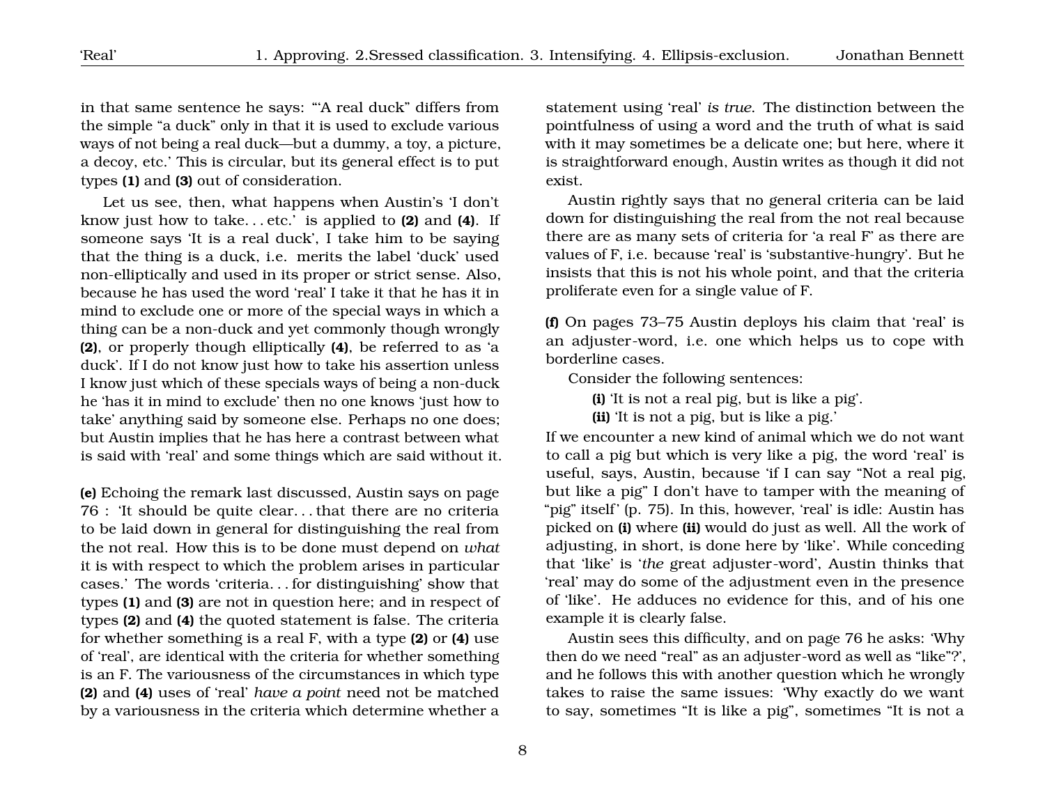in that same sentence he says: "'A real duck" differs from the simple "a duck" only in that it is used to exclude various ways of not being a real duck—but a dummy, a toy, a picture, a decoy, etc.' This is circular, but its general effect is to put types **(1)** and **(3)** out of consideration.

Let us see, then, what happens when Austin's 'I don't know just how to take. . . etc.' is applied to **(2)** and **(4)**. If someone says 'It is a real duck', I take him to be saying that the thing is a duck, i.e. merits the label 'duck' used non-elliptically and used in its proper or strict sense. Also, because he has used the word 'real' I take it that he has it in mind to exclude one or more of the special ways in which a thing can be a non-duck and yet commonly though wrongly **(2)**, or properly though elliptically **(4)**, be referred to as 'a duck'. If I do not know just how to take his assertion unless I know just which of these specials ways of being a non-duck he 'has it in mind to exclude' then no one knows 'just how to take' anything said by someone else. Perhaps no one does; but Austin implies that he has here a contrast between what is said with 'real' and some things which are said without it.

**(e)** Echoing the remark last discussed, Austin says on page 76 : 'It should be quite clear. . . that there are no criteria to be laid down in general for distinguishing the real from the not real. How this is to be done must depend on *what* it is with respect to which the problem arises in particular cases.' The words 'criteria. . . for distinguishing' show that types **(1)** and **(3)** are not in question here; and in respect of types **(2)** and **(4)** the quoted statement is false. The criteria for whether something is a real F, with a type **(2)** or **(4)** use of 'real', are identical with the criteria for whether something is an F. The variousness of the circumstances in which type **(2)** and **(4)** uses of 'real' *have a point* need not be matched by a variousness in the criteria which determine whether a statement using 'real' *is true*. The distinction between the pointfulness of using a word and the truth of what is said with it may sometimes be a delicate one; but here, where it is straightforward enough, Austin writes as though it did not exist.

Austin rightly says that no general criteria can be laid down for distinguishing the real from the not real because there are as many sets of criteria for 'a real F' as there are values of F, i.e. because 'real' is 'substantive-hungry'. But he insists that this is not his whole point, and that the criteria proliferate even for a single value of F.

**(f)** On pages 73–75 Austin deploys his claim that 'real' is an adjuster-word, i.e. one which helps us to cope with borderline cases.

Consider the following sentences:

**(i)** 'It is not a real pig, but is like a pig'.

**(ii)** 'It is not a pig, but is like a pig.'

If we encounter a new kind of animal which we do not want to call a pig but which is very like a pig, the word 'real' is useful, says, Austin, because 'if I can say "Not a real pig, but like a pig" I don't have to tamper with the meaning of "pig" itself' (p. 75). In this, however, 'real' is idle: Austin has picked on **(i)** where **(ii)** would do just as well. All the work of adjusting, in short, is done here by 'like'. While conceding that 'like' is '*the* great adjuster-word', Austin thinks that 'real' may do some of the adjustment even in the presence of 'like'. He adduces no evidence for this, and of his one example it is clearly false.

Austin sees this difficulty, and on page 76 he asks: 'Why then do we need "real" as an adjuster-word as well as "like"?', and he follows this with another question which he wrongly takes to raise the same issues: 'Why exactly do we want to say, sometimes "It is like a pig", sometimes "It is not a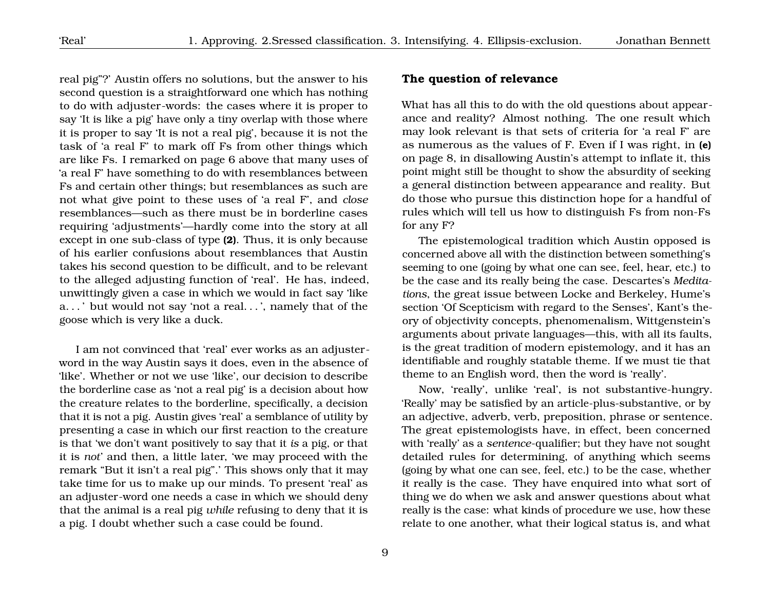real pig"?' Austin offers no solutions, but the answer to his second question is a straightforward one which has nothing to do with adjuster-words: the cases where it is proper to say 'It is like a pig' have only a tiny overlap with those where it is proper to say 'It is not a real pig', because it is not the task of 'a real F' to mark off Fs from other things which are like Fs. I remarked on page 6 above that many uses of 'a real F' have something to do with resemblances between Fs and certain other things; but resemblances as such are not what give point to these uses of 'a real F', and *close* resemblances—such as there must be in borderline cases requiring 'adjustments'—hardly come into the story at all except in one sub-class of type **(2)**. Thus, it is only because of his earlier confusions about resemblances that Austin takes his second question to be difficult, and to be relevant to the alleged adjusting function of 'real'. He has, indeed, unwittingly given a case in which we would in fact say 'like a. . . ' but would not say 'not a real. . . ', namely that of the goose which is very like a duck.

I am not convinced that 'real' ever works as an adjuster-word in the way Austin says it does, even in the absence of 'like'. Whether or not we use 'like', our decision to describe the borderline case as 'not a real pig' is a decision about how the creature relates to the borderline, specifically, a decision that it is not a pig. Austin gives 'real' a semblance of utility by presenting a case in which our first reaction to the creature is that 'we don't want positively to say that it *is* a pig, or that it is *not*' and then, a little later, 'we may proceed with the remark "But it isn't a real pig".' This shows only that it may take time for us to make up our minds. To present 'real' as an adjuster-word one needs a case in which we should deny that the animal is a real pig *while* refusing to deny that it is a pig. I doubt whether such a case could be found.

## The question of relevance

What has all this to do with the old questions about appearance and reality? Almost nothing. The one result which may look relevant is that sets of criteria for 'a real F' are as numerous as the values of F. Even if I was right, in **(e)** on page 8, in disallowing Austin's attempt to inflate it, this point might still be thought to show the absurdity of seeking a general distinction between appearance and reality. But do those who pursue this distinction hope for a handful of rules which will tell us how to distinguish Fs from non-Fs for any F?

The epistemological tradition which Austin opposed is concerned above all with the distinction between something's seeming to one (going by what one can see, feel, hear, etc.) to be the case and its really being the case. Descartes's *Meditations*, the great issue between Locke and Berkeley, Hume's section 'Of Scepticism with regard to the Senses', Kant's theory of objectivity concepts, phenomenalism, Wittgenstein's arguments about private languages—this, with all its faults, is the great tradition of modern epistemology, and it has an identifiable and roughly statable theme. If we must tie that theme to an English word, then the word is 'really'.

Now, 'really', unlike 'real', is not substantive-hungry. 'Really' may be satisfied by an article-plus-substantive, or by an adjective, adverb, verb, preposition, phrase or sentence. The great epistemologists have, in effect, been concerned with 'really' as a *sentence*-qualifier; but they have not sought detailed rules for determining, of anything which seems (going by what one can see, feel, etc.) to be the case, whether it really is the case. They have enquired into what sort of thing we do when we ask and answer questions about what really is the case: what kinds of procedure we use, how these relate to one another, what their logical status is, and what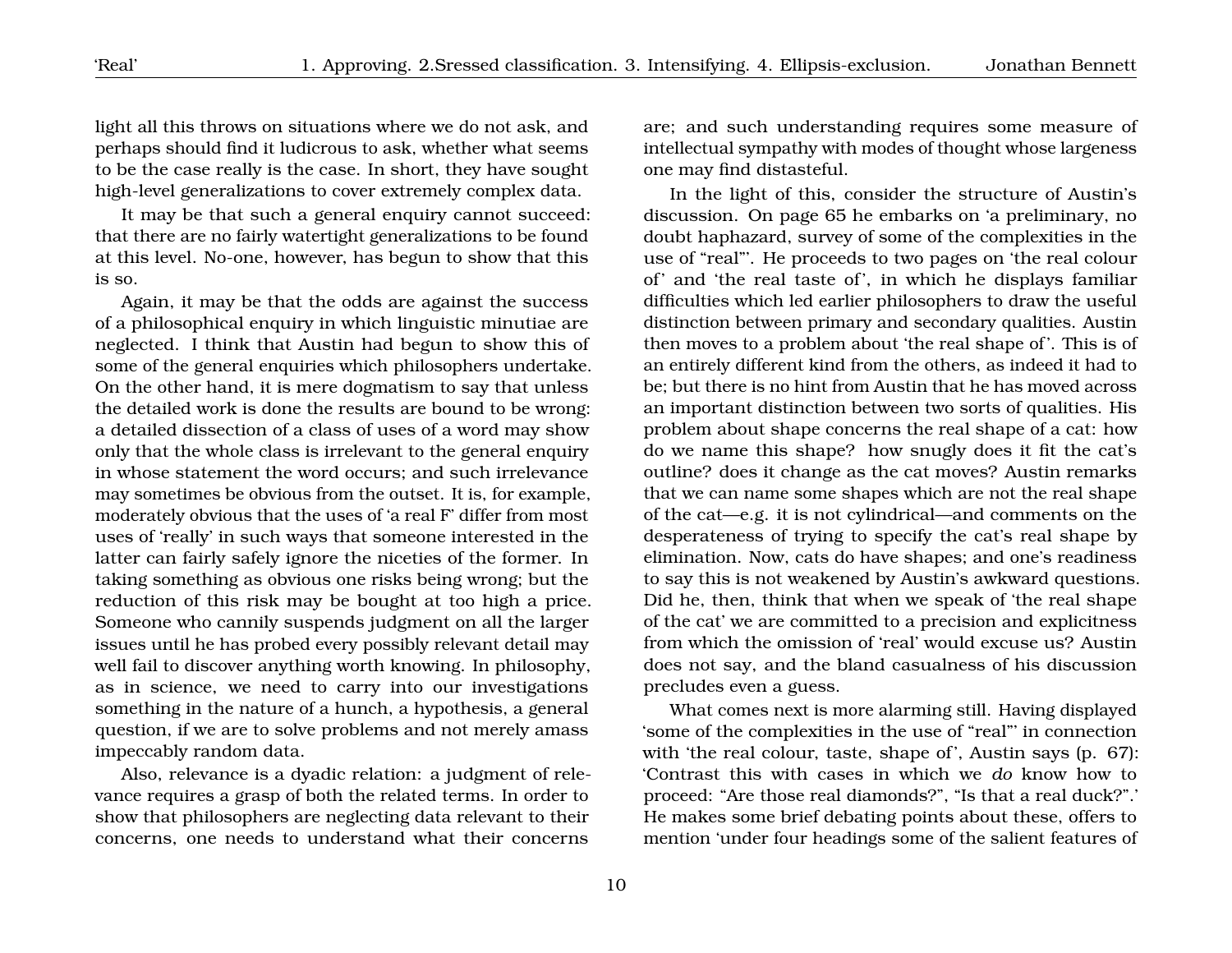light all this throws on situations where we do not ask, and perhaps should find it ludicrous to ask, whether what seems to be the case really is the case. In short, they have sought high-level generalizations to cover extremely complex data.

It may be that such a general enquiry cannot succeed: that there are no fairly watertight generalizations to be found at this level. No-one, however, has begun to show that this is so.

Again, it may be that the odds are against the success of a philosophical enquiry in which linguistic minutiae are neglected. I think that Austin had begun to show this of some of the general enquiries which philosophers undertake. On the other hand, it is mere dogmatism to say that unless the detailed work is done the results are bound to be wrong: a detailed dissection of a class of uses of a word may show only that the whole class is irrelevant to the general enquiry in whose statement the word occurs; and such irrelevance may sometimes be obvious from the outset. It is, for example, moderately obvious that the uses of 'a real F' differ from most uses of 'really' in such ways that someone interested in the latter can fairly safely ignore the niceties of the former. In taking something as obvious one risks being wrong; but the reduction of this risk may be bought at too high a price. Someone who cannily suspends judgment on all the larger issues until he has probed every possibly relevant detail may well fail to discover anything worth knowing. In philosophy, as in science, we need to carry into our investigations something in the nature of a hunch, a hypothesis, a general question, if we are to solve problems and not merely amass impeccably random data.

Also, relevance is a dyadic relation: a judgment of relevance requires a grasp of both the related terms. In order to show that philosophers are neglecting data relevant to their concerns, one needs to understand what their concerns are; and such understanding requires some measure of intellectual sympathy with modes of thought whose largeness one may find distasteful.

In the light of this, consider the structure of Austin's discussion. On page 65 he embarks on 'a preliminary, no doubt haphazard, survey of some of the complexities in the use of "real"'. He proceeds to two pages on 'the real colour of' and 'the real taste of', in which he displays familiar difficulties which led earlier philosophers to draw the useful distinction between primary and secondary qualities. Austin then moves to a problem about 'the real shape of'. This is of an entirely different kind from the others, as indeed it had to be; but there is no hint from Austin that he has moved across an important distinction between two sorts of qualities. His problem about shape concerns the real shape of a cat: how do we name this shape? how snugly does it fit the cat's outline? does it change as the cat moves? Austin remarks that we can name some shapes which are not the real shape of the cat—e.g. it is not cylindrical—and comments on the desperateness of trying to specify the cat's real shape by elimination. Now, cats do have shapes; and one's readiness to say this is not weakened by Austin's awkward questions. Did he, then, think that when we speak of 'the real shape of the cat' we are committed to a precision and explicitness from which the omission of 'real' would excuse us? Austin does not say, and the bland casualness of his discussion precludes even a guess.

What comes next is more alarming still. Having displayed 'some of the complexities in the use of "real"' in connection with 'the real colour, taste, shape of', Austin says (p. 67): 'Contrast this with cases in which we *do* know how to proceed: "Are those real diamonds?", "Is that a real duck?".' He makes some brief debating points about these, offers to mention 'under four headings some of the salient features of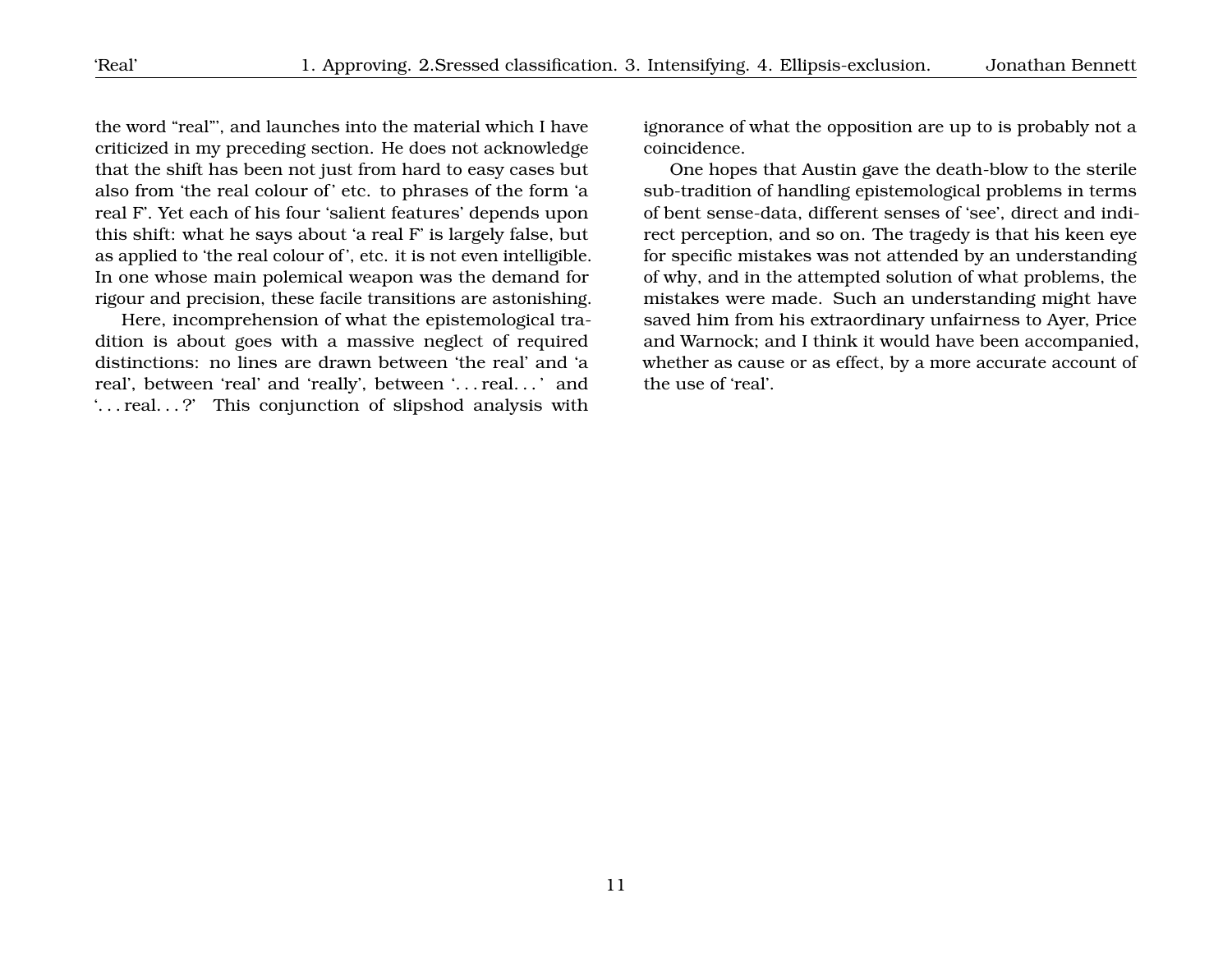the word "real"', and launches into the material which I have criticized in my preceding section. He does not acknowledge that the shift has been not just from hard to easy cases but also from 'the real colour of' etc. to phrases of the form 'a real F'. Yet each of his four 'salient features' depends upon this shift: what he says about 'a real F' is largely false, but as applied to 'the real colour of', etc. it is not even intelligible. In one whose main polemical weapon was the demand for rigour and precision, these facile transitions are astonishing.

Here, incomprehension of what the epistemological tradition is about goes with a massive neglect of required distinctions: no lines are drawn between 'the real' and 'a real', between 'real' and 'really', between '. . . real. . . ' and '. . . real. . . ?' This conjunction of slipshod analysis with ignorance of what the opposition are up to is probably not a coincidence.

One hopes that Austin gave the death-blow to the sterile sub-tradition of handling epistemological problems in terms of bent sense-data, different senses of 'see', direct and indirect perception, and so on. The tragedy is that his keen eye for specific mistakes was not attended by an understanding of why, and in the attempted solution of what problems, the mistakes were made. Such an understanding might have saved him from his extraordinary unfairness to Ayer, Price and Warnock; and I think it would have been accompanied, whether as cause or as effect, by a more accurate account of the use of 'real'.